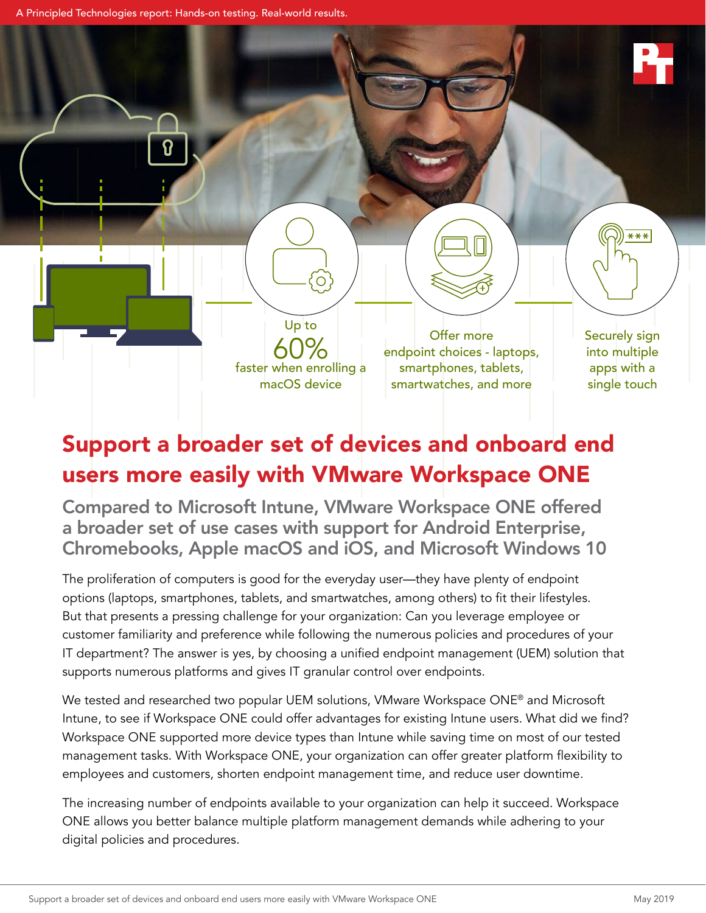A Principled Technologies report: Hands-on testing. Real-world results.

Up to **60%** faster when enrolling a macOS device

Offer more endpoint choices - laptops, smartphones, tablets, smartwatches, and more

Securely sign into multiple apps with a single touch

# Support a broader set of devices and onboard end users more easily with VMware Workspace ONE

## Compared to Microsoft Intune, VMware Workspace ONE offered a broader set of use cases with support for Android Enterprise, Chromebooks, Apple macOS and iOS, and Microsoft Windows 10

The proliferation of computers is good for the everyday user—they have plenty of endpoint options (laptops, smartphones, tablets, and smartwatches, among others) to fit their lifestyles. But that presents a pressing challenge for your organization: Can you leverage employee or customer familiarity and preference while following the numerous policies and procedures of your IT department? The answer is yes, by choosing a unified endpoint management (UEM) solution that supports numerous platforms and gives IT granular control over endpoints.

We tested and researched two popular UEM solutions, VMware Workspace ONE® and Microsoft Intune, to see if Workspace ONE could offer advantages for existing Intune users. What did we find? Workspace ONE supported more device types than Intune while saving time on most of our tested management tasks. With Workspace ONE, your organization can offer greater platform flexibility to employees and customers, shorten endpoint management time, and reduce user downtime.

The increasing number of endpoints available to your organization can help it succeed. Workspace ONE allows you better balance multiple platform management demands while adhering to your digital policies and procedures.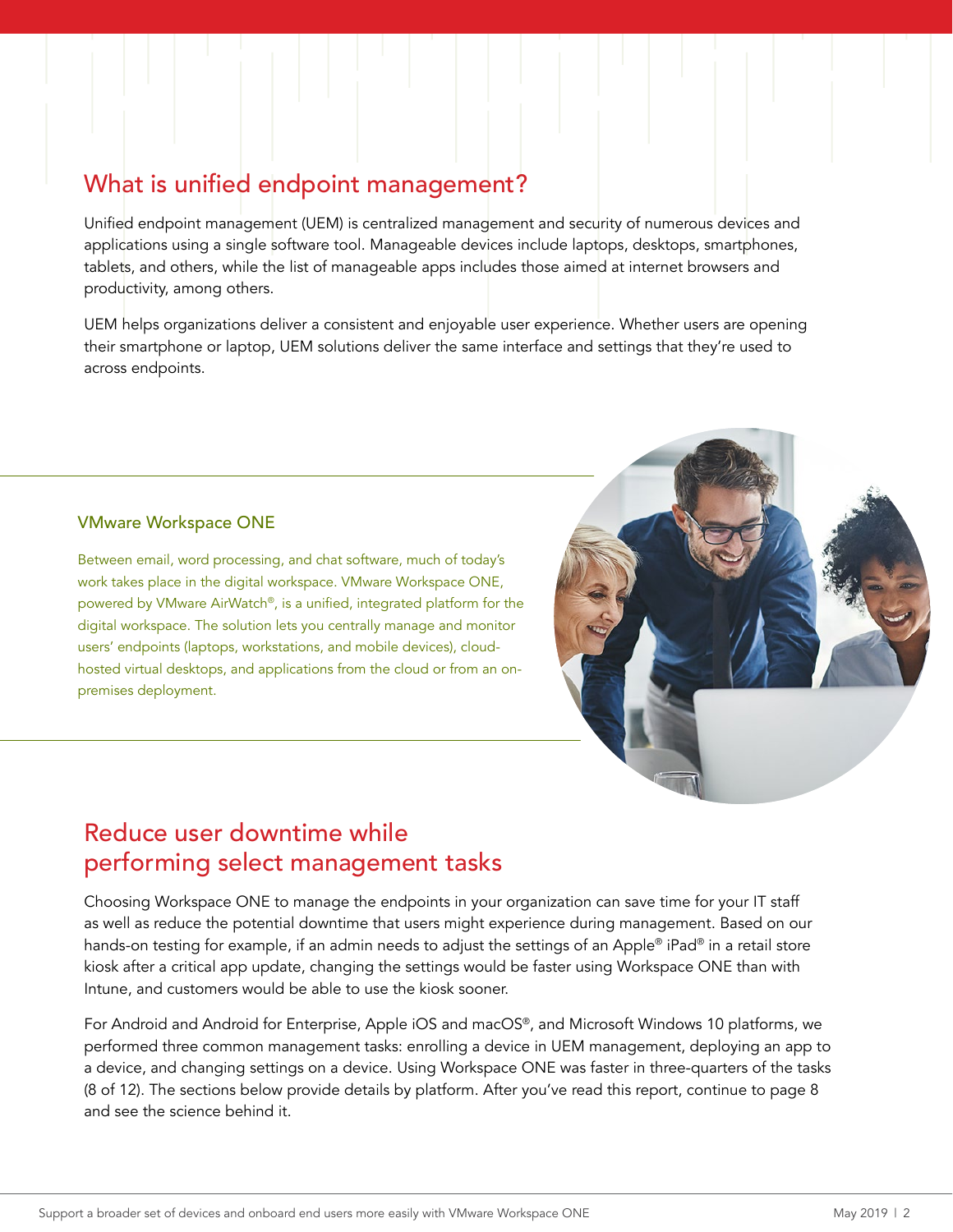## What is unified endpoint management?

Unified endpoint management (UEM) is centralized management and security of numerous devices and applications using a single software tool. Manageable devices include laptops, desktops, smartphones, tablets, and others, while the list of manageable apps includes those aimed at internet browsers and productivity, among others.

UEM helps organizations deliver a consistent and enjoyable user experience. Whether users are opening their smartphone or laptop, UEM solutions deliver the same interface and settings that they're used to across endpoints.

### VMware Workspace ONE

Between email, word processing, and chat software, much of today's work takes place in the digital workspace. VMware Workspace ONE, powered by VMware AirWatch®, is a unified, integrated platform for the digital workspace. The solution lets you centrally manage and monitor users' endpoints (laptops, workstations, and mobile devices), cloud-hosted virtual desktops, and applications from the cloud or from an on-premises deployment.

## Reduce user downtime while performing select management tasks

Choosing Workspace ONE to manage the endpoints in your organization can save time for your IT staff as well as reduce the potential downtime that users might experience during management. Based on our hands-on testing for example, if an admin needs to adjust the settings of an Apple® iPad® in a retail store kiosk after a critical app update, changing the settings would be faster using Workspace ONE than with Intune, and customers would be able to use the kiosk sooner.

For Android and Android for Enterprise, Apple iOS and macOS®, and Microsoft Windows 10 platforms, we performed three common management tasks: enrolling a device in UEM management, deploying an app to a device, and changing settings on a device. Using Workspace ONE was faster in three-quarters of the tasks (8 of 12). The sections below provide details by platform. After you've read this report, continue to page 8 and see the science behind it.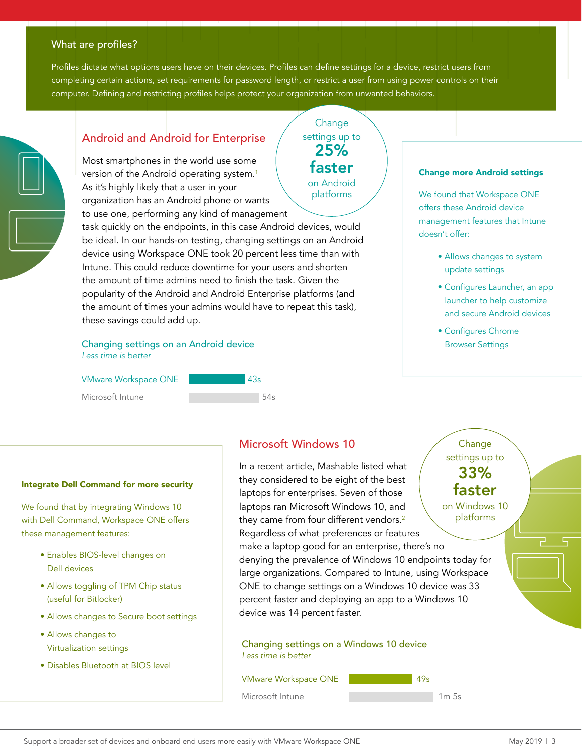## What are profiles?

Profiles dictate what options users have on their devices. Profiles can define settings for a device, restrict users from completing certain actions, set requirements for password length, or restrict a user from using power controls on their computer. Defining and restricting profiles helps protect your organization from unwanted behaviors.

## Android and Android for Enterprise

Change settings up to **25% faster** on Android platforms

Most smartphones in the world use some version of the Android operating system.[1] As it's highly likely that a user in your organization has an Android phone or wants to use one, performing any kind of management task quickly on the endpoints, in this case Android devices, would be ideal. In our hands-on testing, changing settings on an Android device using Workspace ONE took 20 percent less time than with Intune. This could reduce downtime for your users and shorten the amount of time admins need to finish the task. Given the popularity of the Android and Android Enterprise platforms (and the amount of times your admins would have to repeat this task), these savings could add up.

### Changing settings on an Android device

*Less time is better*

| | Time |
|---|---|
| VMware Workspace ONE | 43s |
| Microsoft Intune | 54s |

**Change more Android settings**

We found that Workspace ONE offers these Android device management features that Intune doesn't offer:

- Allows changes to system update settings
- Configures Launcher, an app launcher to help customize and secure Android devices
- Configures Chrome Browser Settings

## Microsoft Windows 10

Change settings up to **33% faster** on Windows 10 platforms

In a recent article, Mashable listed what they considered to be eight of the best laptops for enterprises. Seven of those laptops ran Microsoft Windows 10, and they came from four different vendors.[2] Regardless of what preferences or features make a laptop good for an enterprise, there's no denying the prevalence of Windows 10 endpoints today for large organizations. Compared to Intune, using Workspace ONE to change settings on a Windows 10 device was 33 percent faster and deploying an app to a Windows 10 device was 14 percent faster.

### Changing settings on a Windows 10 device

*Less time is better*

| | Time |
|---|---|
| VMware Workspace ONE | 49s |
| Microsoft Intune | 1m 5s |

**Integrate Dell Command for more security**

We found that by integrating Windows 10 with Dell Command, Workspace ONE offers these management features:

- Enables BIOS-level changes on Dell devices
- Allows toggling of TPM Chip status (useful for Bitlocker)
- Allows changes to Secure boot settings
- Allows changes to Virtualization settings
- Disables Bluetooth at BIOS level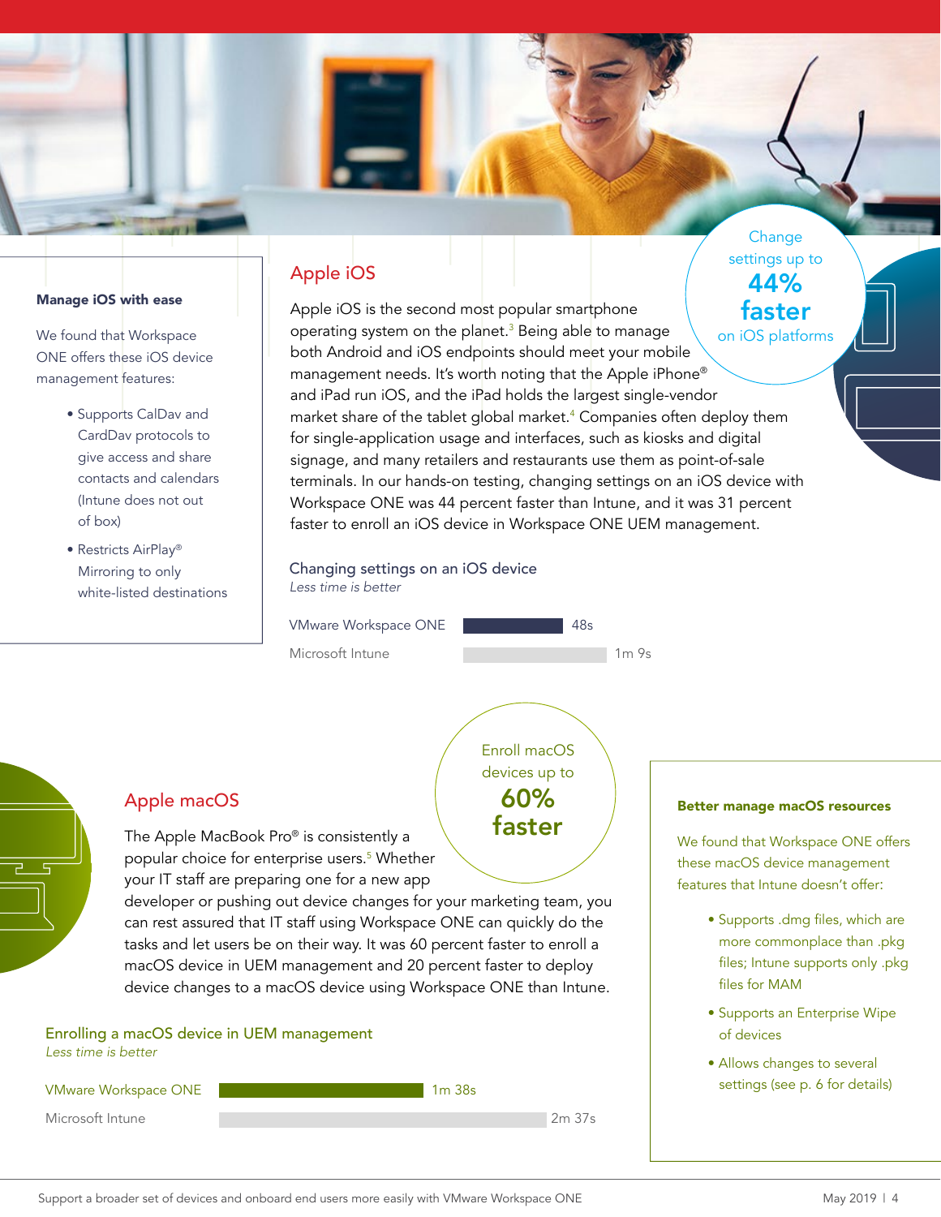## Apple iOS

Change settings up to **44% faster** on iOS platforms

Apple iOS is the second most popular smartphone operating system on the planet.[3] Being able to manage both Android and iOS endpoints should meet your mobile management needs. It's worth noting that the Apple iPhone® and iPad run iOS, and the iPad holds the largest single-vendor market share of the tablet global market.[4] Companies often deploy them for single-application usage and interfaces, such as kiosks and digital signage, and many retailers and restaurants use them as point-of-sale terminals. In our hands-on testing, changing settings on an iOS device with Workspace ONE was 44 percent faster than Intune, and it was 31 percent faster to enroll an iOS device in Workspace ONE UEM management.

**Changing settings on an iOS device**
*Less time is better*

| Solution | Time |
| --- | --- |
| VMware Workspace ONE | 48s |
| Microsoft Intune | 1m 9s |

### Manage iOS with ease

We found that Workspace ONE offers these iOS device management features:

- Supports CalDav and CardDav protocols to give access and share contacts and calendars (Intune does not out of box)
- Restricts AirPlay® Mirroring to only white-listed destinations

## Apple macOS

Enroll macOS devices up to **60% faster**

The Apple MacBook Pro® is consistently a popular choice for enterprise users.[5] Whether your IT staff are preparing one for a new app developer or pushing out device changes for your marketing team, you can rest assured that IT staff using Workspace ONE can quickly do the tasks and let users be on their way. It was 60 percent faster to enroll a macOS device in UEM management and 20 percent faster to deploy device changes to a macOS device using Workspace ONE than Intune.

**Enrolling a macOS device in UEM management**
*Less time is better*

| Solution | Time |
| --- | --- |
| VMware Workspace ONE | 1m 38s |
| Microsoft Intune | 2m 37s |

### Better manage macOS resources

We found that Workspace ONE offers these macOS device management features that Intune doesn't offer:

- Supports .dmg files, which are more commonplace than .pkg files; Intune supports only .pkg files for MAM
- Supports an Enterprise Wipe of devices
- Allows changes to several settings (see p. 6 for details)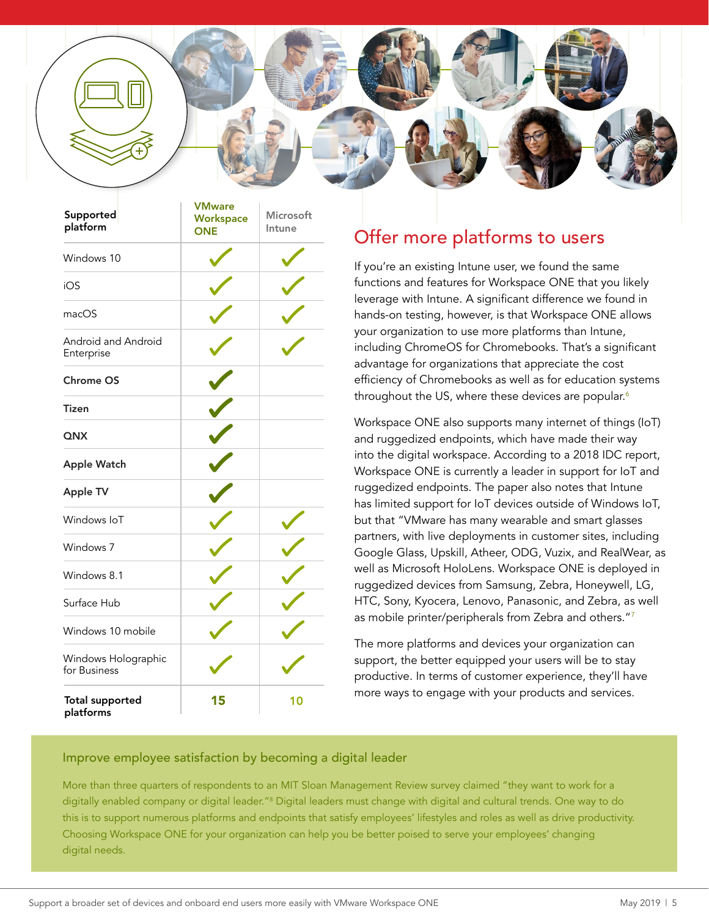| Supported platform | VMware Workspace ONE | Microsoft Intune |
| --- | --- | --- |
| Windows 10 | ✓ | ✓ |
| iOS | ✓ | ✓ |
| macOS | ✓ | ✓ |
| Android and Android Enterprise | ✓ | ✓ |
| **Chrome OS** | ✓ | |
| **Tizen** | ✓ | |
| **QNX** | ✓ | |
| **Apple Watch** | ✓ | |
| **Apple TV** | ✓ | |
| Windows IoT | ✓ | ✓ |
| Windows 7 | ✓ | ✓ |
| Windows 8.1 | ✓ | ✓ |
| Surface Hub | ✓ | ✓ |
| Windows 10 mobile | ✓ | ✓ |
| Windows Holographic for Business | ✓ | ✓ |
| **Total supported platforms** | **15** | **10** |

## Offer more platforms to users

If you're an existing Intune user, we found the same functions and features for Workspace ONE that you likely leverage with Intune. A significant difference we found in hands-on testing, however, is that Workspace ONE allows your organization to use more platforms than Intune, including ChromeOS for Chromebooks. That's a significant advantage for organizations that appreciate the cost efficiency of Chromebooks as well as for education systems throughout the US, where these devices are popular.[6]

Workspace ONE also supports many internet of things (IoT) and ruggedized endpoints, which have made their way into the digital workspace. According to a 2018 IDC report, Workspace ONE is currently a leader in support for IoT and ruggedized endpoints. The paper also notes that Intune has limited support for IoT devices outside of Windows IoT, but that "VMware has many wearable and smart glasses partners, with live deployments in customer sites, including Google Glass, Upskill, Atheer, ODG, Vuzix, and RealWear, as well as Microsoft HoloLens. Workspace ONE is deployed in ruggedized devices from Samsung, Zebra, Honeywell, LG, HTC, Sony, Kyocera, Lenovo, Panasonic, and Zebra, as well as mobile printer/peripherals from Zebra and others."[7]

The more platforms and devices your organization can support, the better equipped your users will be to stay productive. In terms of customer experience, they'll have more ways to engage with your products and services.

### Improve employee satisfaction by becoming a digital leader

More than three quarters of respondents to an MIT Sloan Management Review survey claimed "they want to work for a digitally enabled company or digital leader."[8] Digital leaders must change with digital and cultural trends. One way to do this is to support numerous platforms and endpoints that satisfy employees' lifestyles and roles as well as drive productivity. Choosing Workspace ONE for your organization can help you be better poised to serve your employees' changing digital needs.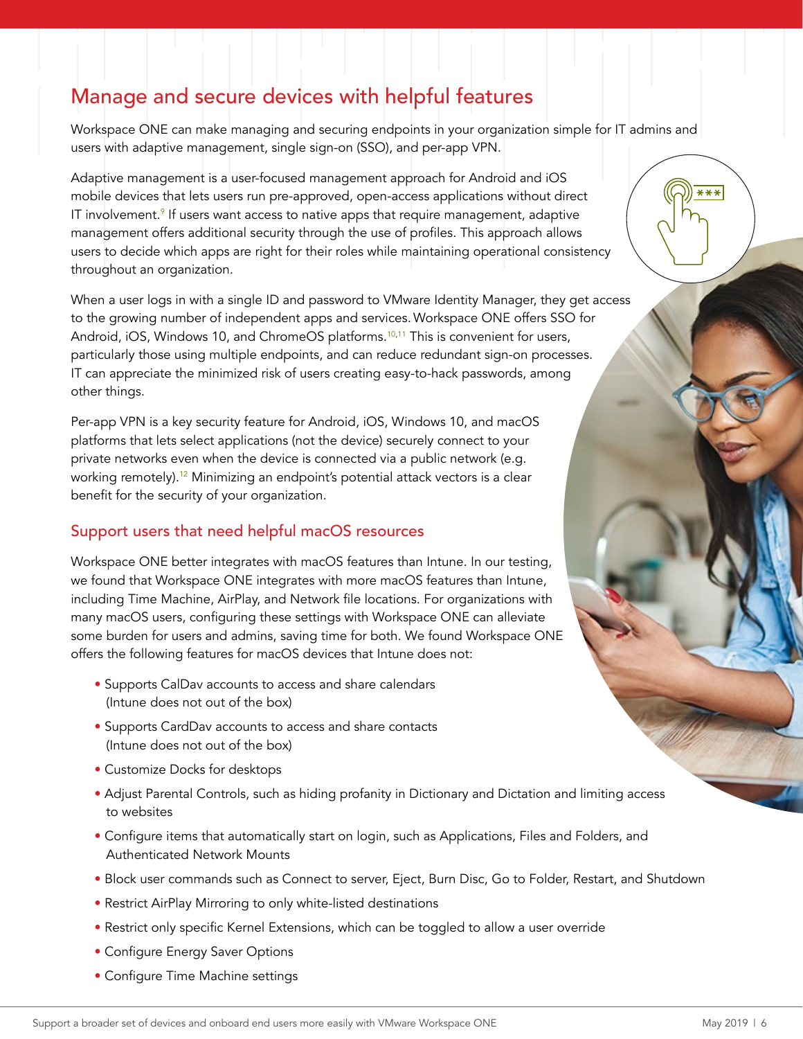## Manage and secure devices with helpful features

Workspace ONE can make managing and securing endpoints in your organization simple for IT admins and users with adaptive management, single sign-on (SSO), and per-app VPN.

Adaptive management is a user-focused management approach for Android and iOS mobile devices that lets users run pre-approved, open-access applications without direct IT involvement.[9] If users want access to native apps that require management, adaptive management offers additional security through the use of profiles. This approach allows users to decide which apps are right for their roles while maintaining operational consistency throughout an organization.

When a user logs in with a single ID and password to VMware Identity Manager, they get access to the growing number of independent apps and services. Workspace ONE offers SSO for Android, iOS, Windows 10, and ChromeOS platforms.[10,11] This is convenient for users, particularly those using multiple endpoints, and can reduce redundant sign-on processes. IT can appreciate the minimized risk of users creating easy-to-hack passwords, among other things.

Per-app VPN is a key security feature for Android, iOS, Windows 10, and macOS platforms that lets select applications (not the device) securely connect to your private networks even when the device is connected via a public network (e.g. working remotely).[12] Minimizing an endpoint's potential attack vectors is a clear benefit for the security of your organization.

### Support users that need helpful macOS resources

Workspace ONE better integrates with macOS features than Intune. In our testing, we found that Workspace ONE integrates with more macOS features than Intune, including Time Machine, AirPlay, and Network file locations. For organizations with many macOS users, configuring these settings with Workspace ONE can alleviate some burden for users and admins, saving time for both. We found Workspace ONE offers the following features for macOS devices that Intune does not:

- Supports CalDav accounts to access and share calendars (Intune does not out of the box)
- Supports CardDav accounts to access and share contacts (Intune does not out of the box)
- Customize Docks for desktops
- Adjust Parental Controls, such as hiding profanity in Dictionary and Dictation and limiting access to websites
- Configure items that automatically start on login, such as Applications, Files and Folders, and Authenticated Network Mounts
- Block user commands such as Connect to server, Eject, Burn Disc, Go to Folder, Restart, and Shutdown
- Restrict AirPlay Mirroring to only white-listed destinations
- Restrict only specific Kernel Extensions, which can be toggled to allow a user override
- Configure Energy Saver Options
- Configure Time Machine settings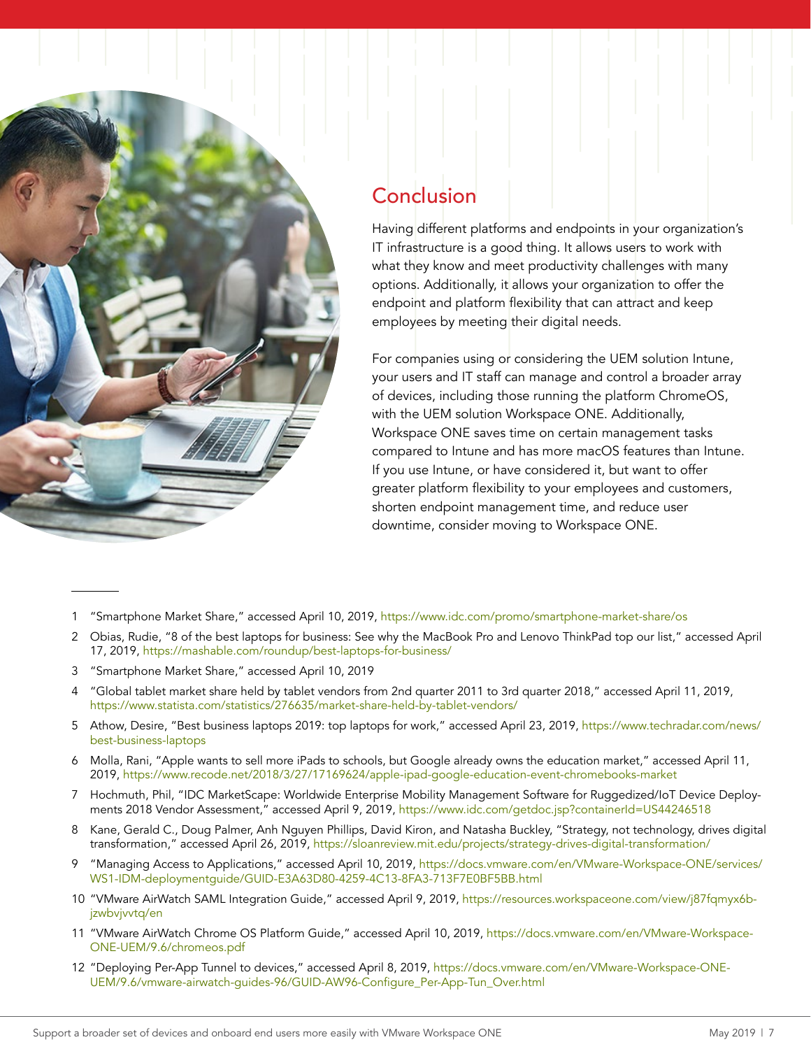## Conclusion

Having different platforms and endpoints in your organization's IT infrastructure is a good thing. It allows users to work with what they know and meet productivity challenges with many options. Additionally, it allows your organization to offer the endpoint and platform flexibility that can attract and keep employees by meeting their digital needs.

For companies using or considering the UEM solution Intune, your users and IT staff can manage and control a broader array of devices, including those running the platform ChromeOS, with the UEM solution Workspace ONE. Additionally, Workspace ONE saves time on certain management tasks compared to Intune and has more macOS features than Intune. If you use Intune, or have considered it, but want to offer greater platform flexibility to your employees and customers, shorten endpoint management time, and reduce user downtime, consider moving to Workspace ONE.

---

1 "Smartphone Market Share," accessed April 10, 2019, https://www.idc.com/promo/smartphone-market-share/os

2 Obias, Rudie, "8 of the best laptops for business: See why the MacBook Pro and Lenovo ThinkPad top our list," accessed April 17, 2019, https://mashable.com/roundup/best-laptops-for-business/

3 "Smartphone Market Share," accessed April 10, 2019

4 "Global tablet market share held by tablet vendors from 2nd quarter 2011 to 3rd quarter 2018," accessed April 11, 2019, https://www.statista.com/statistics/276635/market-share-held-by-tablet-vendors/

5 Athow, Desire, "Best business laptops 2019: top laptops for work," accessed April 23, 2019, https://www.techradar.com/news/best-business-laptops

6 Molla, Rani, "Apple wants to sell more iPads to schools, but Google already owns the education market," accessed April 11, 2019, https://www.recode.net/2018/3/27/17169624/apple-ipad-google-education-event-chromebooks-market

7 Hochmuth, Phil, "IDC MarketScape: Worldwide Enterprise Mobility Management Software for Ruggedized/IoT Device Deployments 2018 Vendor Assessment," accessed April 9, 2019, https://www.idc.com/getdoc.jsp?containerId=US44246518

8 Kane, Gerald C., Doug Palmer, Anh Nguyen Phillips, David Kiron, and Natasha Buckley, "Strategy, not technology, drives digital transformation," accessed April 26, 2019, https://sloanreview.mit.edu/projects/strategy-drives-digital-transformation/

9 "Managing Access to Applications," accessed April 10, 2019, https://docs.vmware.com/en/VMware-Workspace-ONE/services/WS1-IDM-deploymentguide/GUID-E3A63D80-4259-4C13-8FA3-713F7E0BF5BB.html

10 "VMware AirWatch SAML Integration Guide," accessed April 9, 2019, https://resources.workspaceone.com/view/j87fqmyx6b-jzwbvjvvtq/en

11 "VMware AirWatch Chrome OS Platform Guide," accessed April 10, 2019, https://docs.vmware.com/en/VMware-Workspace-ONE-UEM/9.6/chromeos.pdf

12 "Deploying Per-App Tunnel to devices," accessed April 8, 2019, https://docs.vmware.com/en/VMware-Workspace-ONE-UEM/9.6/vmware-airwatch-guides-96/GUID-AW96-Configure_Per-App-Tun_Over.html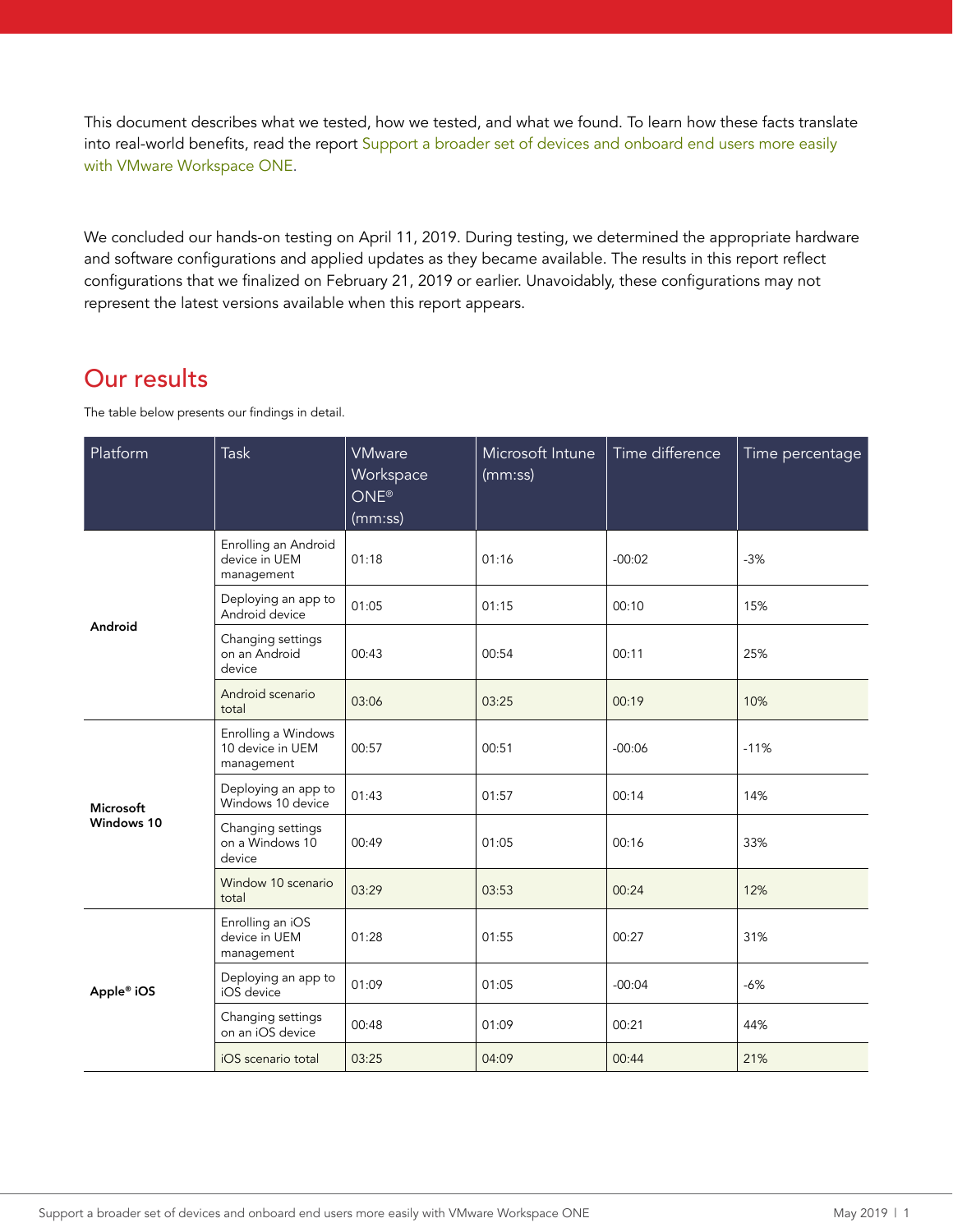This document describes what we tested, how we tested, and what we found. To learn how these facts translate into real-world benefits, read the report Support a broader set of devices and onboard end users more easily with VMware Workspace ONE.

We concluded our hands-on testing on April 11, 2019. During testing, we determined the appropriate hardware and software configurations and applied updates as they became available. The results in this report reflect configurations that we finalized on February 21, 2019 or earlier. Unavoidably, these configurations may not represent the latest versions available when this report appears.

## Our results

The table below presents our findings in detail.

| Platform | Task | VMware Workspace ONE® (mm:ss) | Microsoft Intune (mm:ss) | Time difference | Time percentage |
|---|---|---|---|---|---|
| **Android** | Enrolling an Android device in UEM management | 01:18 | 01:16 | -00:02 | -3% |
| | Deploying an app to Android device | 01:05 | 01:15 | 00:10 | 15% |
| | Changing settings on an Android device | 00:43 | 00:54 | 00:11 | 25% |
| | Android scenario total | 03:06 | 03:25 | 00:19 | 10% |
| **Microsoft Windows 10** | Enrolling a Windows 10 device in UEM management | 00:57 | 00:51 | -00:06 | -11% |
| | Deploying an app to Windows 10 device | 01:43 | 01:57 | 00:14 | 14% |
| | Changing settings on a Windows 10 device | 00:49 | 01:05 | 00:16 | 33% |
| | Window 10 scenario total | 03:29 | 03:53 | 00:24 | 12% |
| **Apple® iOS** | Enrolling an iOS device in UEM management | 01:28 | 01:55 | 00:27 | 31% |
| | Deploying an app to iOS device | 01:09 | 01:05 | -00:04 | -6% |
| | Changing settings on an iOS device | 00:48 | 01:09 | 00:21 | 44% |
| | iOS scenario total | 03:25 | 04:09 | 00:44 | 21% |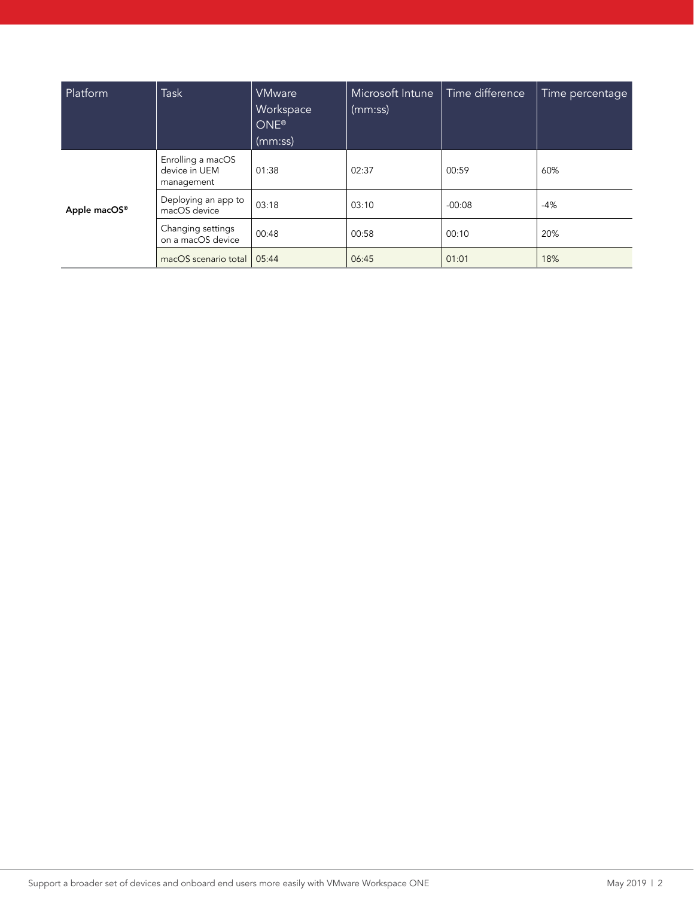| Platform | Task | VMware Workspace ONE® (mm:ss) | Microsoft Intune (mm:ss) | Time difference | Time percentage |
| --- | --- | --- | --- | --- | --- |
| **Apple macOS®** | Enrolling a macOS device in UEM management | 01:38 | 02:37 | 00:59 | 60% |
| | Deploying an app to macOS device | 03:18 | 03:10 | -00:08 | -4% |
| | Changing settings on a macOS device | 00:48 | 00:58 | 00:10 | 20% |
| | macOS scenario total | 05:44 | 06:45 | 01:01 | 18% |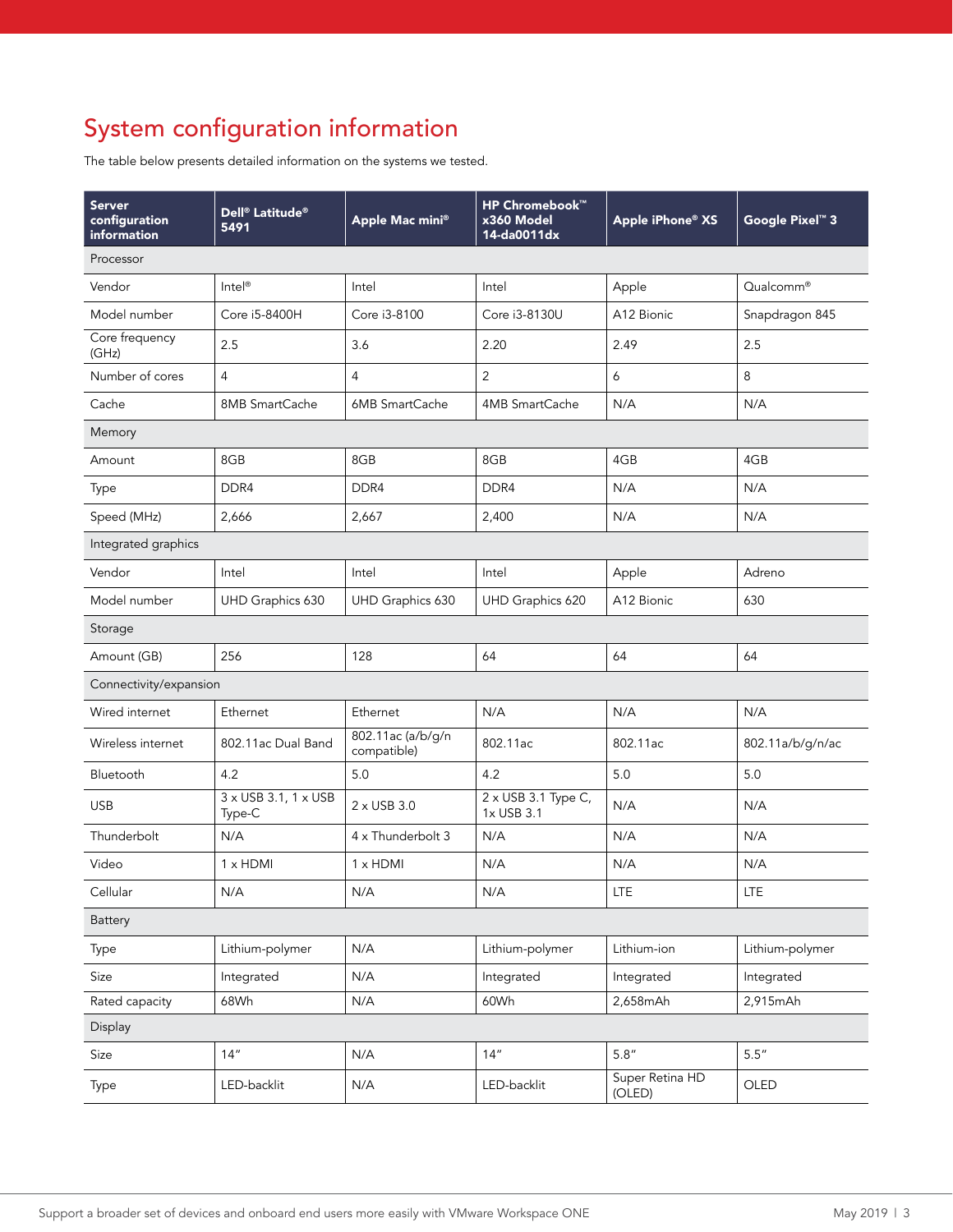## System configuration information

The table below presents detailed information on the systems we tested.

| Server configuration information | Dell® Latitude® 5491 | Apple Mac mini® | HP Chromebook™ x360 Model 14-da0011dx | Apple iPhone® XS | Google Pixel™ 3 |
|---|---|---|---|---|---|
| Processor | | | | | |
| Vendor | Intel® | Intel | Intel | Apple | Qualcomm® |
| Model number | Core i5-8400H | Core i3-8100 | Core i3-8130U | A12 Bionic | Snapdragon 845 |
| Core frequency (GHz) | 2.5 | 3.6 | 2.20 | 2.49 | 2.5 |
| Number of cores | 4 | 4 | 2 | 6 | 8 |
| Cache | 8MB SmartCache | 6MB SmartCache | 4MB SmartCache | N/A | N/A |
| Memory | | | | | |
| Amount | 8GB | 8GB | 8GB | 4GB | 4GB |
| Type | DDR4 | DDR4 | DDR4 | N/A | N/A |
| Speed (MHz) | 2,666 | 2,667 | 2,400 | N/A | N/A |
| Integrated graphics | | | | | |
| Vendor | Intel | Intel | Intel | Apple | Adreno |
| Model number | UHD Graphics 630 | UHD Graphics 630 | UHD Graphics 620 | A12 Bionic | 630 |
| Storage | | | | | |
| Amount (GB) | 256 | 128 | 64 | 64 | 64 |
| Connectivity/expansion | | | | | |
| Wired internet | Ethernet | Ethernet | N/A | N/A | N/A |
| Wireless internet | 802.11ac Dual Band | 802.11ac (a/b/g/n compatible) | 802.11ac | 802.11ac | 802.11a/b/g/n/ac |
| Bluetooth | 4.2 | 5.0 | 4.2 | 5.0 | 5.0 |
| USB | 3 x USB 3.1, 1 x USB Type-C | 2 x USB 3.0 | 2 x USB 3.1 Type C, 1x USB 3.1 | N/A | N/A |
| Thunderbolt | N/A | 4 x Thunderbolt 3 | N/A | N/A | N/A |
| Video | 1 x HDMI | 1 x HDMI | N/A | N/A | N/A |
| Cellular | N/A | N/A | N/A | LTE | LTE |
| Battery | | | | | |
| Type | Lithium-polymer | N/A | Lithium-polymer | Lithium-ion | Lithium-polymer |
| Size | Integrated | N/A | Integrated | Integrated | Integrated |
| Rated capacity | 68Wh | N/A | 60Wh | 2,658mAh | 2,915mAh |
| Display | | | | | |
| Size | 14" | N/A | 14" | 5.8" | 5.5" |
| Type | LED-backlit | N/A | LED-backlit | Super Retina HD (OLED) | OLED |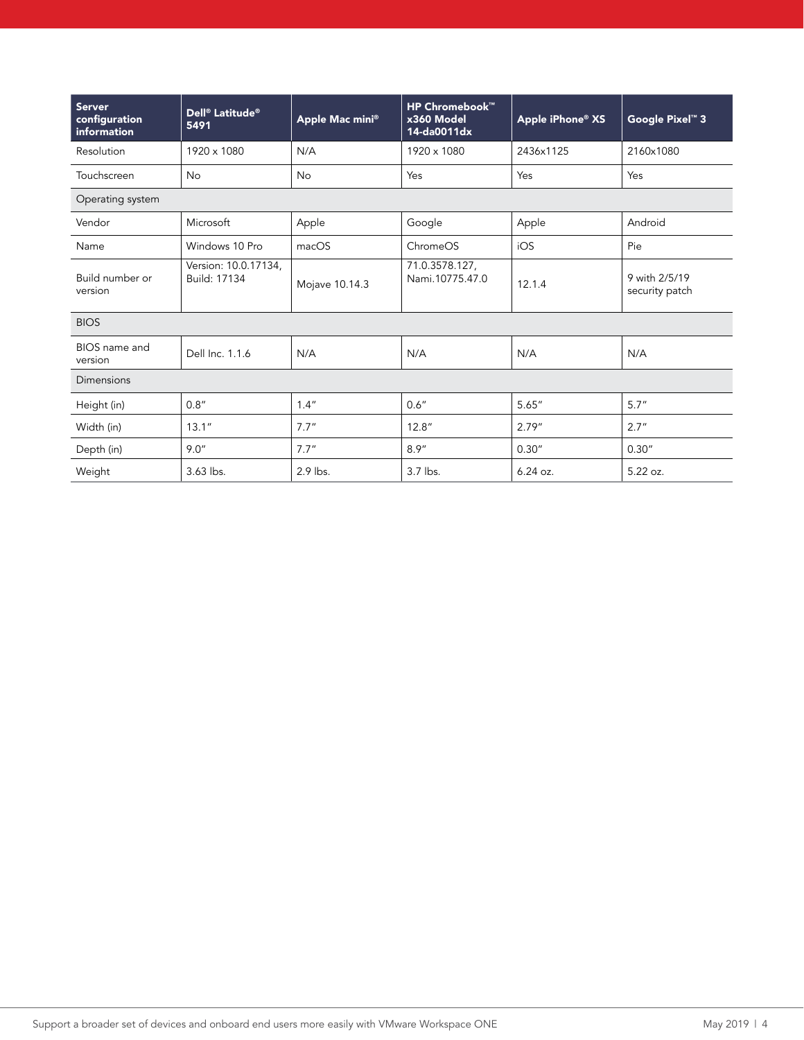| Server configuration information | Dell® Latitude® 5491 | Apple Mac mini® | HP Chromebook™ x360 Model 14-da0011dx | Apple iPhone® XS | Google Pixel™ 3 |
|---|---|---|---|---|---|
| Resolution | 1920 x 1080 | N/A | 1920 x 1080 | 2436x1125 | 2160x1080 |
| Touchscreen | No | No | Yes | Yes | Yes |
| Operating system | | | | | |
| Vendor | Microsoft | Apple | Google | Apple | Android |
| Name | Windows 10 Pro | macOS | ChromeOS | iOS | Pie |
| Build number or version | Version: 10.0.17134, Build: 17134 | Mojave 10.14.3 | 71.0.3578.127, Nami.10775.47.0 | 12.1.4 | 9 with 2/5/19 security patch |
| BIOS | | | | | |
| BIOS name and version | Dell Inc. 1.1.6 | N/A | N/A | N/A | N/A |
| Dimensions | | | | | |
| Height (in) | 0.8" | 1.4" | 0.6" | 5.65" | 5.7" |
| Width (in) | 13.1" | 7.7" | 12.8" | 2.79" | 2.7" |
| Depth (in) | 9.0" | 7.7" | 8.9" | 0.30" | 0.30" |
| Weight | 3.63 lbs. | 2.9 lbs. | 3.7 lbs. | 6.24 oz. | 5.22 oz. |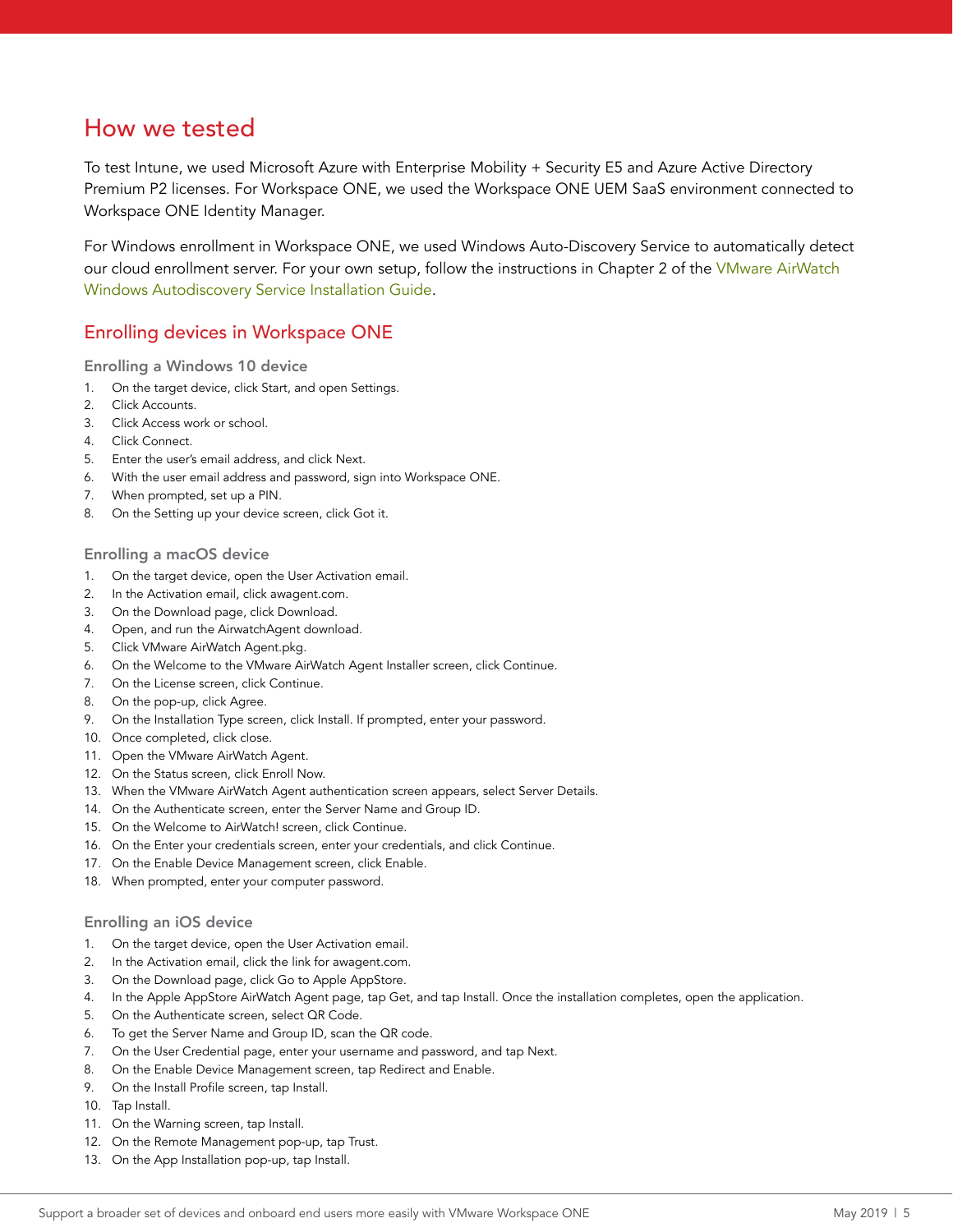## How we tested

To test Intune, we used Microsoft Azure with Enterprise Mobility + Security E5 and Azure Active Directory Premium P2 licenses. For Workspace ONE, we used the Workspace ONE UEM SaaS environment connected to Workspace ONE Identity Manager.

For Windows enrollment in Workspace ONE, we used Windows Auto-Discovery Service to automatically detect our cloud enrollment server. For your own setup, follow the instructions in Chapter 2 of the VMware AirWatch Windows Autodiscovery Service Installation Guide.

### Enrolling devices in Workspace ONE

#### Enrolling a Windows 10 device

1. On the target device, click Start, and open Settings.
2. Click Accounts.
3. Click Access work or school.
4. Click Connect.
5. Enter the user's email address, and click Next.
6. With the user email address and password, sign into Workspace ONE.
7. When prompted, set up a PIN.
8. On the Setting up your device screen, click Got it.

#### Enrolling a macOS device

1. On the target device, open the User Activation email.
2. In the Activation email, click awagent.com.
3. On the Download page, click Download.
4. Open, and run the AirwatchAgent download.
5. Click VMware AirWatch Agent.pkg.
6. On the Welcome to the VMware AirWatch Agent Installer screen, click Continue.
7. On the License screen, click Continue.
8. On the pop-up, click Agree.
9. On the Installation Type screen, click Install. If prompted, enter your password.
10. Once completed, click close.
11. Open the VMware AirWatch Agent.
12. On the Status screen, click Enroll Now.
13. When the VMware AirWatch Agent authentication screen appears, select Server Details.
14. On the Authenticate screen, enter the Server Name and Group ID.
15. On the Welcome to AirWatch! screen, click Continue.
16. On the Enter your credentials screen, enter your credentials, and click Continue.
17. On the Enable Device Management screen, click Enable.
18. When prompted, enter your computer password.

#### Enrolling an iOS device

1. On the target device, open the User Activation email.
2. In the Activation email, click the link for awagent.com.
3. On the Download page, click Go to Apple AppStore.
4. In the Apple AppStore AirWatch Agent page, tap Get, and tap Install. Once the installation completes, open the application.
5. On the Authenticate screen, select QR Code.
6. To get the Server Name and Group ID, scan the QR code.
7. On the User Credential page, enter your username and password, and tap Next.
8. On the Enable Device Management screen, tap Redirect and Enable.
9. On the Install Profile screen, tap Install.
10. Tap Install.
11. On the Warning screen, tap Install.
12. On the Remote Management pop-up, tap Trust.
13. On the App Installation pop-up, tap Install.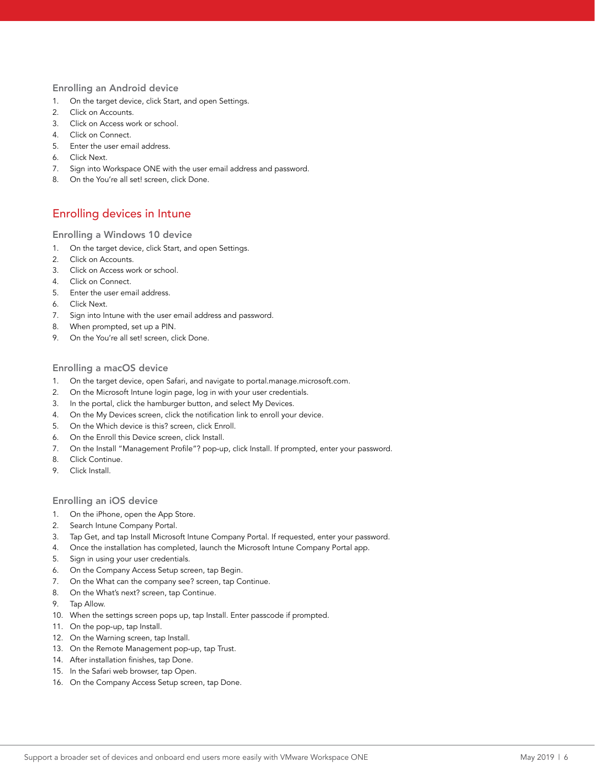### Enrolling an Android device

1. On the target device, click Start, and open Settings.
2. Click on Accounts.
3. Click on Access work or school.
4. Click on Connect.
5. Enter the user email address.
6. Click Next.
7. Sign into Workspace ONE with the user email address and password.
8. On the You're all set! screen, click Done.

## Enrolling devices in Intune

### Enrolling a Windows 10 device

1. On the target device, click Start, and open Settings.
2. Click on Accounts.
3. Click on Access work or school.
4. Click on Connect.
5. Enter the user email address.
6. Click Next.
7. Sign into Intune with the user email address and password.
8. When prompted, set up a PIN.
9. On the You're all set! screen, click Done.

### Enrolling a macOS device

1. On the target device, open Safari, and navigate to portal.manage.microsoft.com.
2. On the Microsoft Intune login page, log in with your user credentials.
3. In the portal, click the hamburger button, and select My Devices.
4. On the My Devices screen, click the notification link to enroll your device.
5. On the Which device is this? screen, click Enroll.
6. On the Enroll this Device screen, click Install.
7. On the Install "Management Profile"? pop-up, click Install. If prompted, enter your password.
8. Click Continue.
9. Click Install.

### Enrolling an iOS device

1. On the iPhone, open the App Store.
2. Search Intune Company Portal.
3. Tap Get, and tap Install Microsoft Intune Company Portal. If requested, enter your password.
4. Once the installation has completed, launch the Microsoft Intune Company Portal app.
5. Sign in using your user credentials.
6. On the Company Access Setup screen, tap Begin.
7. On the What can the company see? screen, tap Continue.
8. On the What's next? screen, tap Continue.
9. Tap Allow.
10. When the settings screen pops up, tap Install. Enter passcode if prompted.
11. On the pop-up, tap Install.
12. On the Warning screen, tap Install.
13. On the Remote Management pop-up, tap Trust.
14. After installation finishes, tap Done.
15. In the Safari web browser, tap Open.
16. On the Company Access Setup screen, tap Done.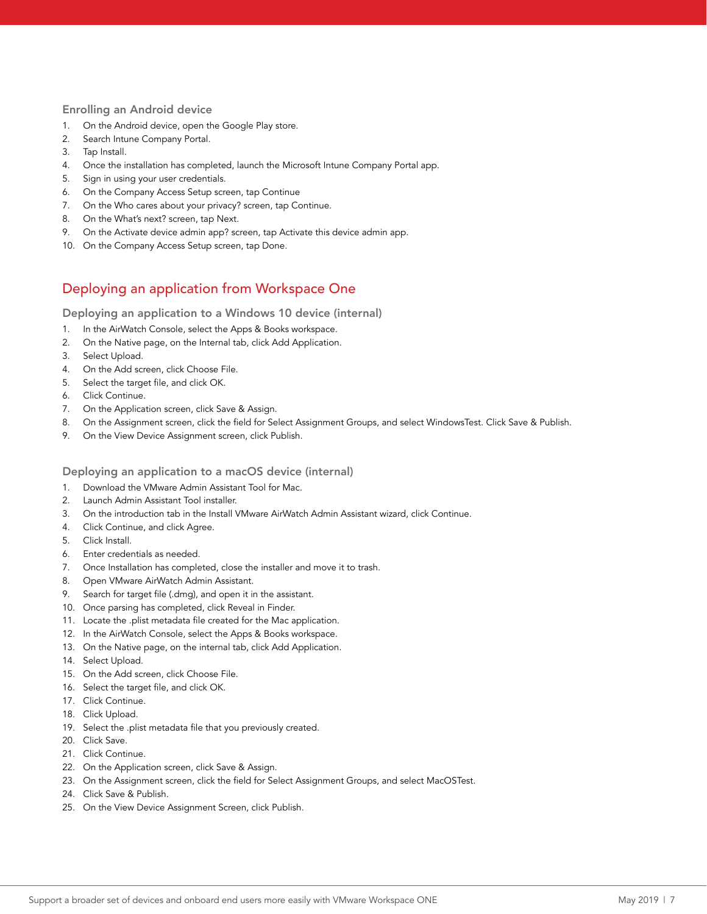### Enrolling an Android device

1. On the Android device, open the Google Play store.
2. Search Intune Company Portal.
3. Tap Install.
4. Once the installation has completed, launch the Microsoft Intune Company Portal app.
5. Sign in using your user credentials.
6. On the Company Access Setup screen, tap Continue
7. On the Who cares about your privacy? screen, tap Continue.
8. On the What's next? screen, tap Next.
9. On the Activate device admin app? screen, tap Activate this device admin app.
10. On the Company Access Setup screen, tap Done.

## Deploying an application from Workspace One

### Deploying an application to a Windows 10 device (internal)

1. In the AirWatch Console, select the Apps & Books workspace.
2. On the Native page, on the Internal tab, click Add Application.
3. Select Upload.
4. On the Add screen, click Choose File.
5. Select the target file, and click OK.
6. Click Continue.
7. On the Application screen, click Save & Assign.
8. On the Assignment screen, click the field for Select Assignment Groups, and select WindowsTest. Click Save & Publish.
9. On the View Device Assignment screen, click Publish.

### Deploying an application to a macOS device (internal)

1. Download the VMware Admin Assistant Tool for Mac.
2. Launch Admin Assistant Tool installer.
3. On the introduction tab in the Install VMware AirWatch Admin Assistant wizard, click Continue.
4. Click Continue, and click Agree.
5. Click Install.
6. Enter credentials as needed.
7. Once Installation has completed, close the installer and move it to trash.
8. Open VMware AirWatch Admin Assistant.
9. Search for target file (.dmg), and open it in the assistant.
10. Once parsing has completed, click Reveal in Finder.
11. Locate the .plist metadata file created for the Mac application.
12. In the AirWatch Console, select the Apps & Books workspace.
13. On the Native page, on the internal tab, click Add Application.
14. Select Upload.
15. On the Add screen, click Choose File.
16. Select the target file, and click OK.
17. Click Continue.
18. Click Upload.
19. Select the .plist metadata file that you previously created.
20. Click Save.
21. Click Continue.
22. On the Application screen, click Save & Assign.
23. On the Assignment screen, click the field for Select Assignment Groups, and select MacOSTest.
24. Click Save & Publish.
25. On the View Device Assignment Screen, click Publish.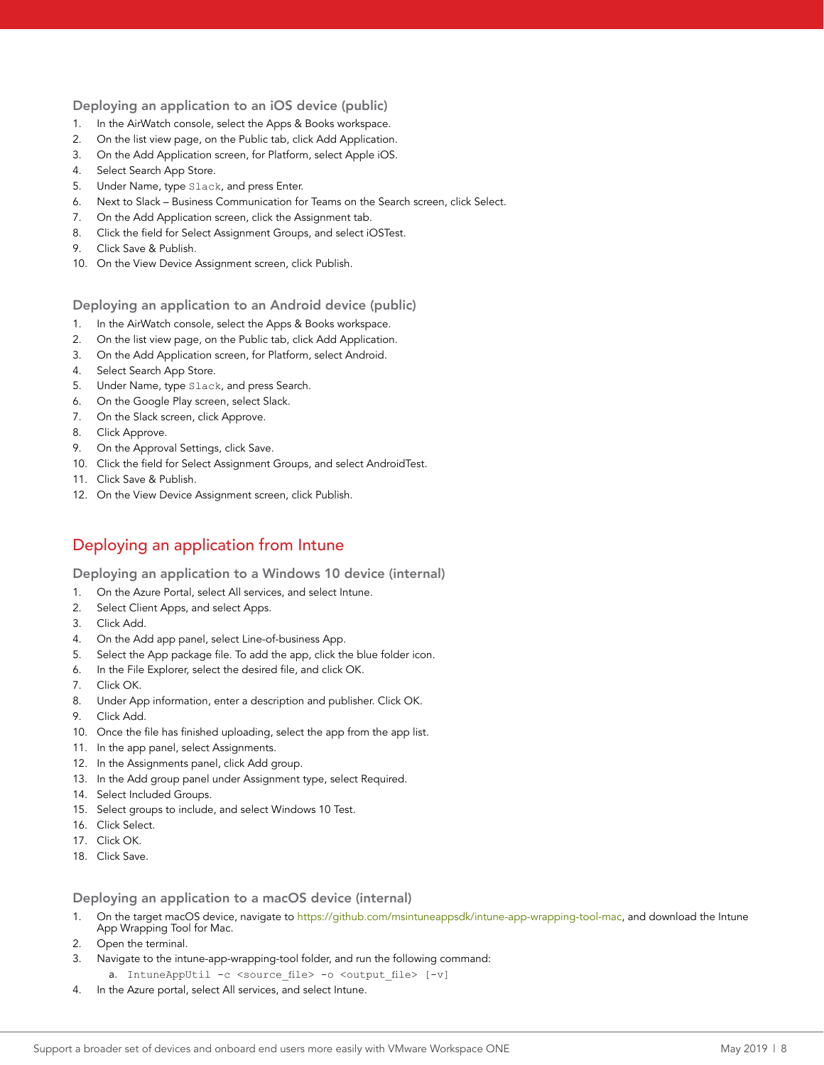### Deploying an application to an iOS device (public)

1. In the AirWatch console, select the Apps & Books workspace.
2. On the list view page, on the Public tab, click Add Application.
3. On the Add Application screen, for Platform, select Apple iOS.
4. Select Search App Store.
5. Under Name, type `Slack`, and press Enter.
6. Next to Slack – Business Communication for Teams on the Search screen, click Select.
7. On the Add Application screen, click the Assignment tab.
8. Click the field for Select Assignment Groups, and select iOSTest.
9. Click Save & Publish.
10. On the View Device Assignment screen, click Publish.

### Deploying an application to an Android device (public)

1. In the AirWatch console, select the Apps & Books workspace.
2. On the list view page, on the Public tab, click Add Application.
3. On the Add Application screen, for Platform, select Android.
4. Select Search App Store.
5. Under Name, type `Slack`, and press Search.
6. On the Google Play screen, select Slack.
7. On the Slack screen, click Approve.
8. Click Approve.
9. On the Approval Settings, click Save.
10. Click the field for Select Assignment Groups, and select AndroidTest.
11. Click Save & Publish.
12. On the View Device Assignment screen, click Publish.

## Deploying an application from Intune

### Deploying an application to a Windows 10 device (internal)

1. On the Azure Portal, select All services, and select Intune.
2. Select Client Apps, and select Apps.
3. Click Add.
4. On the Add app panel, select Line-of-business App.
5. Select the App package file. To add the app, click the blue folder icon.
6. In the File Explorer, select the desired file, and click OK.
7. Click OK.
8. Under App information, enter a description and publisher. Click OK.
9. Click Add.
10. Once the file has finished uploading, select the app from the app list.
11. In the app panel, select Assignments.
12. In the Assignments panel, click Add group.
13. In the Add group panel under Assignment type, select Required.
14. Select Included Groups.
15. Select groups to include, and select Windows 10 Test.
16. Click Select.
17. Click OK.
18. Click Save.

### Deploying an application to a macOS device (internal)

1. On the target macOS device, navigate to https://github.com/msintuneappsdk/intune-app-wrapping-tool-mac, and download the Intune App Wrapping Tool for Mac.
2. Open the terminal.
3. Navigate to the intune-app-wrapping-tool folder, and run the following command:
   a. `IntuneAppUtil -c <source_file> -o <output_file> [-v]`
4. In the Azure portal, select All services, and select Intune.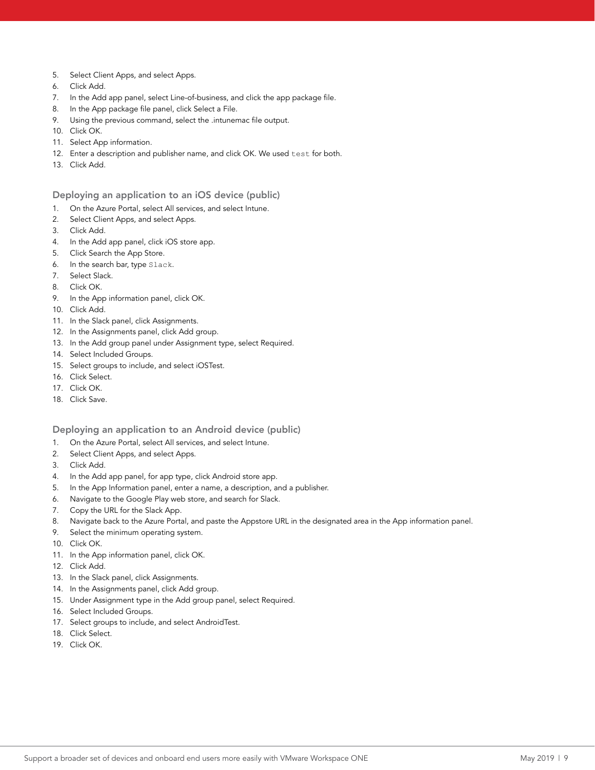5. Select Client Apps, and select Apps.
6. Click Add.
7. In the Add app panel, select Line-of-business, and click the app package file.
8. In the App package file panel, click Select a File.
9. Using the previous command, select the .intunemac file output.
10. Click OK.
11. Select App information.
12. Enter a description and publisher name, and click OK. We used `test` for both.
13. Click Add.

### Deploying an application to an iOS device (public)

1. On the Azure Portal, select All services, and select Intune.
2. Select Client Apps, and select Apps.
3. Click Add.
4. In the Add app panel, click iOS store app.
5. Click Search the App Store.
6. In the search bar, type `Slack`.
7. Select Slack.
8. Click OK.
9. In the App information panel, click OK.
10. Click Add.
11. In the Slack panel, click Assignments.
12. In the Assignments panel, click Add group.
13. In the Add group panel under Assignment type, select Required.
14. Select Included Groups.
15. Select groups to include, and select iOSTest.
16. Click Select.
17. Click OK.
18. Click Save.

### Deploying an application to an Android device (public)

1. On the Azure Portal, select All services, and select Intune.
2. Select Client Apps, and select Apps.
3. Click Add.
4. In the Add app panel, for app type, click Android store app.
5. In the App Information panel, enter a name, a description, and a publisher.
6. Navigate to the Google Play web store, and search for Slack.
7. Copy the URL for the Slack App.
8. Navigate back to the Azure Portal, and paste the Appstore URL in the designated area in the App information panel.
9. Select the minimum operating system.
10. Click OK.
11. In the App information panel, click OK.
12. Click Add.
13. In the Slack panel, click Assignments.
14. In the Assignments panel, click Add group.
15. Under Assignment type in the Add group panel, select Required.
16. Select Included Groups.
17. Select groups to include, and select AndroidTest.
18. Click Select.
19. Click OK.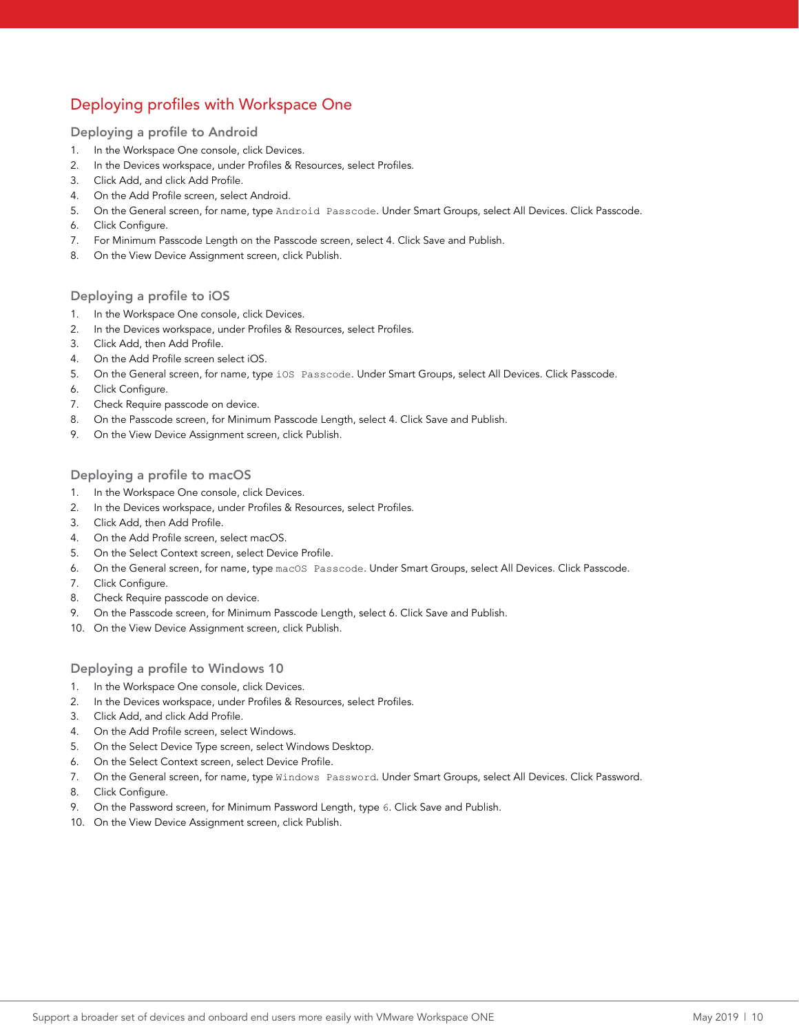## Deploying profiles with Workspace One

### Deploying a profile to Android

1. In the Workspace One console, click Devices.
2. In the Devices workspace, under Profiles & Resources, select Profiles.
3. Click Add, and click Add Profile.
4. On the Add Profile screen, select Android.
5. On the General screen, for name, type `Android Passcode`. Under Smart Groups, select All Devices. Click Passcode.
6. Click Configure.
7. For Minimum Passcode Length on the Passcode screen, select 4. Click Save and Publish.
8. On the View Device Assignment screen, click Publish.

### Deploying a profile to iOS

1. In the Workspace One console, click Devices.
2. In the Devices workspace, under Profiles & Resources, select Profiles.
3. Click Add, then Add Profile.
4. On the Add Profile screen select iOS.
5. On the General screen, for name, type `iOS Passcode`. Under Smart Groups, select All Devices. Click Passcode.
6. Click Configure.
7. Check Require passcode on device.
8. On the Passcode screen, for Minimum Passcode Length, select 4. Click Save and Publish.
9. On the View Device Assignment screen, click Publish.

### Deploying a profile to macOS

1. In the Workspace One console, click Devices.
2. In the Devices workspace, under Profiles & Resources, select Profiles.
3. Click Add, then Add Profile.
4. On the Add Profile screen, select macOS.
5. On the Select Context screen, select Device Profile.
6. On the General screen, for name, type `macOS Passcode`. Under Smart Groups, select All Devices. Click Passcode.
7. Click Configure.
8. Check Require passcode on device.
9. On the Passcode screen, for Minimum Passcode Length, select 6. Click Save and Publish.
10. On the View Device Assignment screen, click Publish.

### Deploying a profile to Windows 10

1. In the Workspace One console, click Devices.
2. In the Devices workspace, under Profiles & Resources, select Profiles.
3. Click Add, and click Add Profile.
4. On the Add Profile screen, select Windows.
5. On the Select Device Type screen, select Windows Desktop.
6. On the Select Context screen, select Device Profile.
7. On the General screen, for name, type `Windows Password`. Under Smart Groups, select All Devices. Click Password.
8. Click Configure.
9. On the Password screen, for Minimum Password Length, type `6`. Click Save and Publish.
10. On the View Device Assignment screen, click Publish.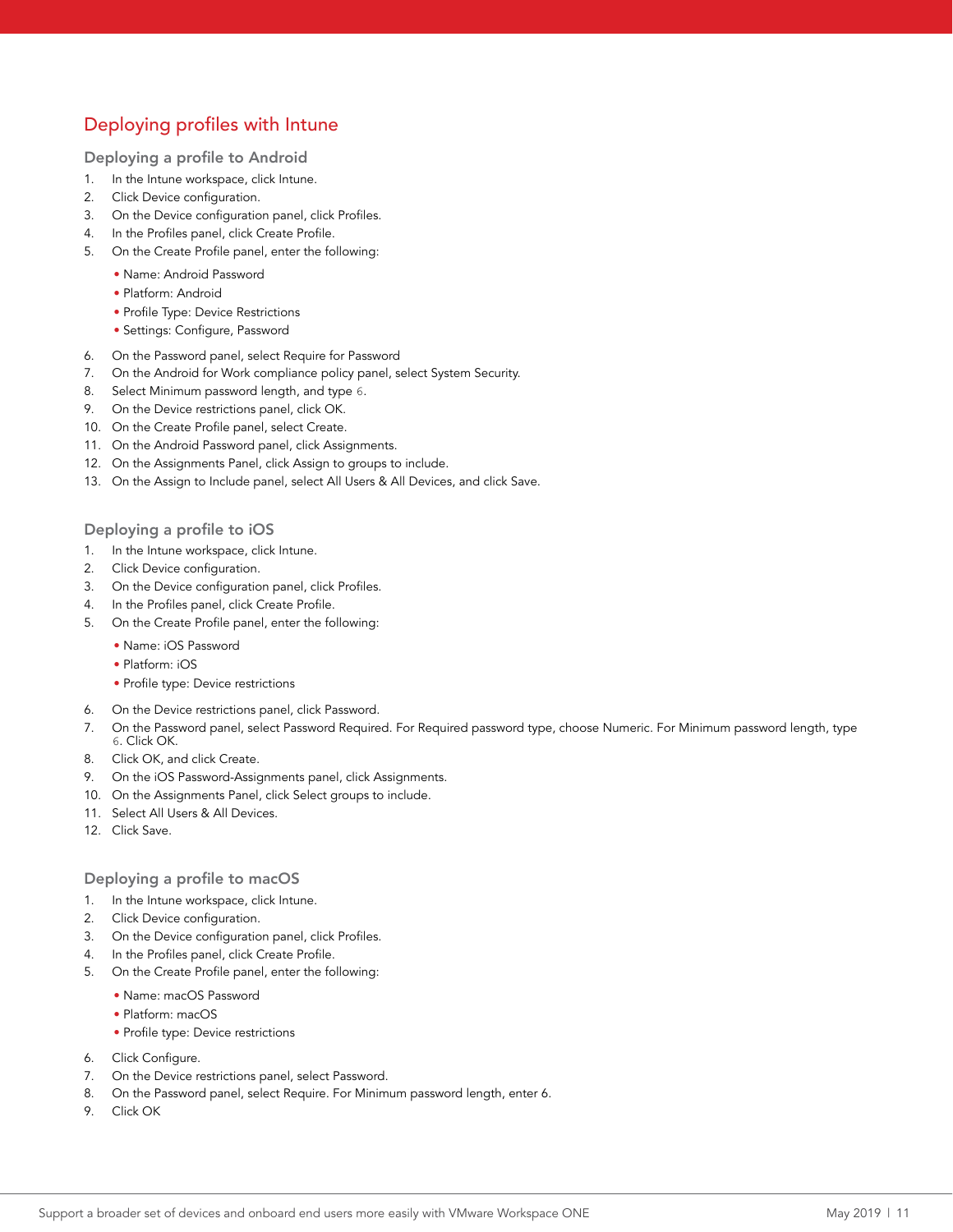## Deploying profiles with Intune

### Deploying a profile to Android

1. In the Intune workspace, click Intune.
2. Click Device configuration.
3. On the Device configuration panel, click Profiles.
4. In the Profiles panel, click Create Profile.
5. On the Create Profile panel, enter the following:
    - Name: Android Password
    - Platform: Android
    - Profile Type: Device Restrictions
    - Settings: Configure, Password
6. On the Password panel, select Require for Password
7. On the Android for Work compliance policy panel, select System Security.
8. Select Minimum password length, and type `6`.
9. On the Device restrictions panel, click OK.
10. On the Create Profile panel, select Create.
11. On the Android Password panel, click Assignments.
12. On the Assignments Panel, click Assign to groups to include.
13. On the Assign to Include panel, select All Users & All Devices, and click Save.

### Deploying a profile to iOS

1. In the Intune workspace, click Intune.
2. Click Device configuration.
3. On the Device configuration panel, click Profiles.
4. In the Profiles panel, click Create Profile.
5. On the Create Profile panel, enter the following:
    - Name: iOS Password
    - Platform: iOS
    - Profile type: Device restrictions
6. On the Device restrictions panel, click Password.
7. On the Password panel, select Password Required. For Required password type, choose Numeric. For Minimum password length, type `6`. Click OK.
8. Click OK, and click Create.
9. On the iOS Password-Assignments panel, click Assignments.
10. On the Assignments Panel, click Select groups to include.
11. Select All Users & All Devices.
12. Click Save.

### Deploying a profile to macOS

1. In the Intune workspace, click Intune.
2. Click Device configuration.
3. On the Device configuration panel, click Profiles.
4. In the Profiles panel, click Create Profile.
5. On the Create Profile panel, enter the following:
    - Name: macOS Password
    - Platform: macOS
    - Profile type: Device restrictions
6. Click Configure.
7. On the Device restrictions panel, select Password.
8. On the Password panel, select Require. For Minimum password length, enter 6.
9. Click OK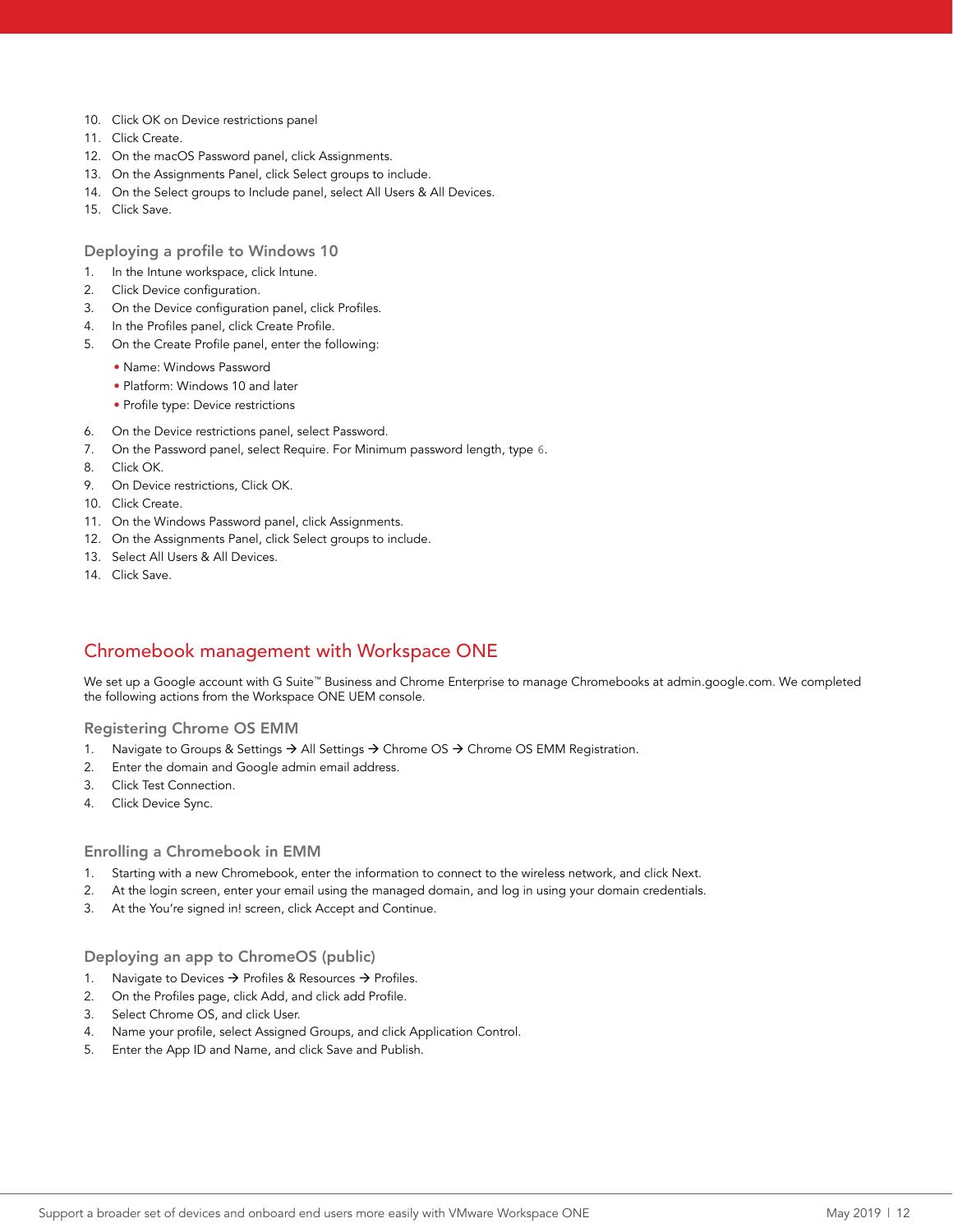10. Click OK on Device restrictions panel
11. Click Create.
12. On the macOS Password panel, click Assignments.
13. On the Assignments Panel, click Select groups to include.
14. On the Select groups to Include panel, select All Users & All Devices.
15. Click Save.

### Deploying a profile to Windows 10

1. In the Intune workspace, click Intune.
2. Click Device configuration.
3. On the Device configuration panel, click Profiles.
4. In the Profiles panel, click Create Profile.
5. On the Create Profile panel, enter the following:
   - Name: Windows Password
   - Platform: Windows 10 and later
   - Profile type: Device restrictions
6. On the Device restrictions panel, select Password.
7. On the Password panel, select Require. For Minimum password length, type `6`.
8. Click OK.
9. On Device restrictions, Click OK.
10. Click Create.
11. On the Windows Password panel, click Assignments.
12. On the Assignments Panel, click Select groups to include.
13. Select All Users & All Devices.
14. Click Save.

## Chromebook management with Workspace ONE

We set up a Google account with G Suite™ Business and Chrome Enterprise to manage Chromebooks at admin.google.com. We completed the following actions from the Workspace ONE UEM console.

### Registering Chrome OS EMM

1. Navigate to Groups & Settings → All Settings → Chrome OS → Chrome OS EMM Registration.
2. Enter the domain and Google admin email address.
3. Click Test Connection.
4. Click Device Sync.

### Enrolling a Chromebook in EMM

1. Starting with a new Chromebook, enter the information to connect to the wireless network, and click Next.
2. At the login screen, enter your email using the managed domain, and log in using your domain credentials.
3. At the You're signed in! screen, click Accept and Continue.

### Deploying an app to ChromeOS (public)

1. Navigate to Devices → Profiles & Resources → Profiles.
2. On the Profiles page, click Add, and click add Profile.
3. Select Chrome OS, and click User.
4. Name your profile, select Assigned Groups, and click Application Control.
5. Enter the App ID and Name, and click Save and Publish.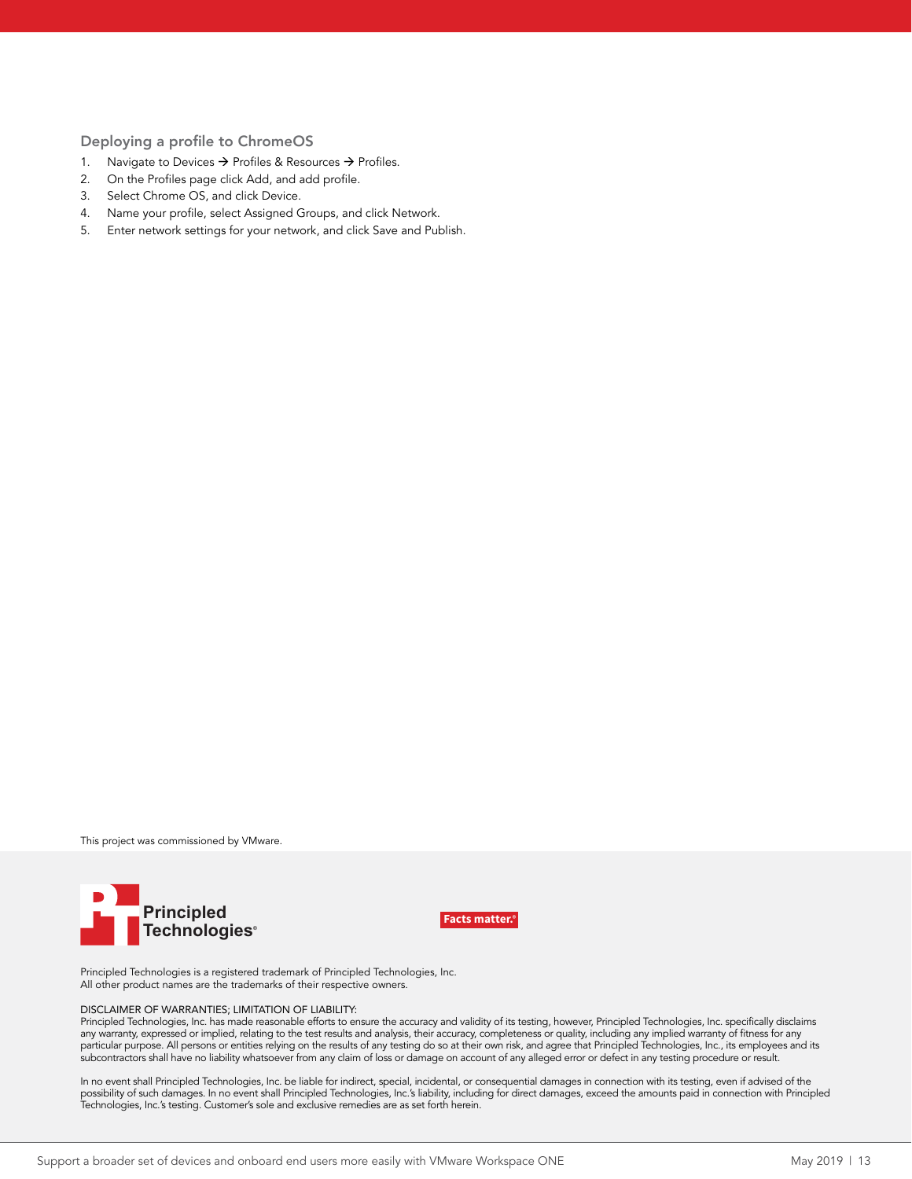### Deploying a profile to ChromeOS

1. Navigate to Devices → Profiles & Resources → Profiles.
2. On the Profiles page click Add, and add profile.
3. Select Chrome OS, and click Device.
4. Name your profile, select Assigned Groups, and click Network.
5. Enter network settings for your network, and click Save and Publish.

This project was commissioned by VMware.

Principled Technologies®

Facts matter.®

Principled Technologies is a registered trademark of Principled Technologies, Inc.
All other product names are the trademarks of their respective owners.

DISCLAIMER OF WARRANTIES; LIMITATION OF LIABILITY:
Principled Technologies, Inc. has made reasonable efforts to ensure the accuracy and validity of its testing, however, Principled Technologies, Inc. specifically disclaims any warranty, expressed or implied, relating to the test results and analysis, their accuracy, completeness or quality, including any implied warranty of fitness for any particular purpose. All persons or entities relying on the results of any testing do so at their own risk, and agree that Principled Technologies, Inc., its employees and its subcontractors shall have no liability whatsoever from any claim of loss or damage on account of any alleged error or defect in any testing procedure or result.

In no event shall Principled Technologies, Inc. be liable for indirect, special, incidental, or consequential damages in connection with its testing, even if advised of the possibility of such damages. In no event shall Principled Technologies, Inc.'s liability, including for direct damages, exceed the amounts paid in connection with Principled Technologies, Inc.'s testing. Customer's sole and exclusive remedies are as set forth herein.